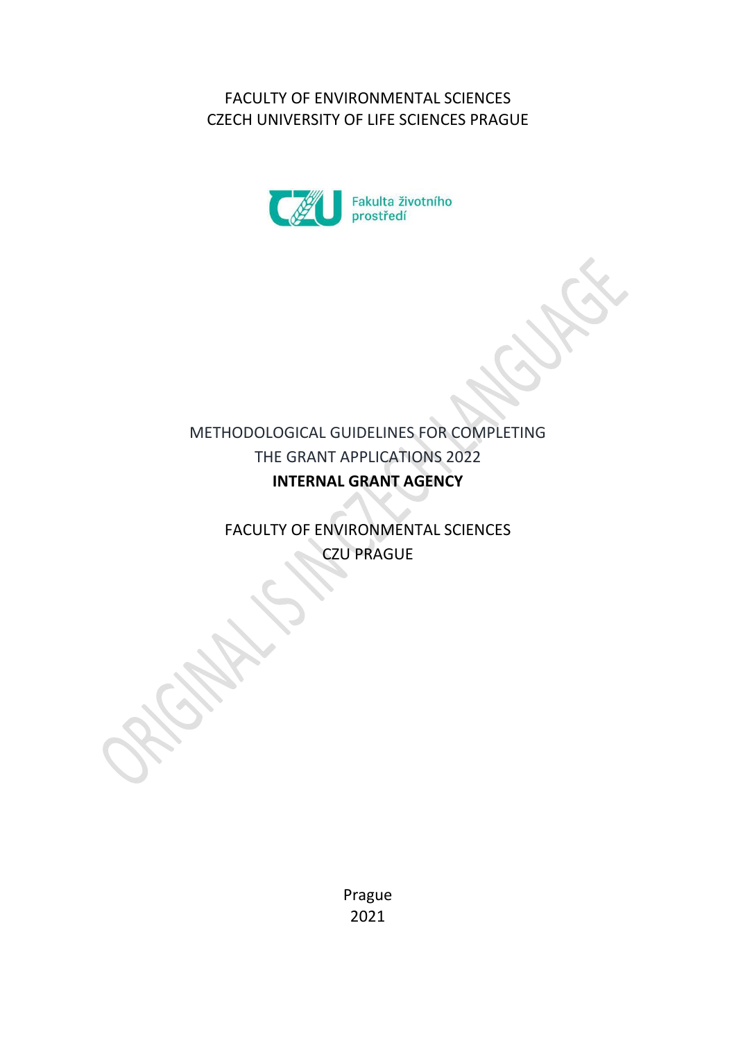FACULTY OF ENVIRONMENTAL SCIENCES
CZECH UNIVERSITY OF LIFE SCIENCES PRAGUE

Fakulta životního prostředí

ORIGINAL IS IN CZECH LANGUAGE

# METHODOLOGICAL GUIDELINES FOR COMPLETING THE GRANT APPLICATIONS 2022

**INTERNAL GRANT AGENCY**

FACULTY OF ENVIRONMENTAL SCIENCES
CZU PRAGUE

Prague
2021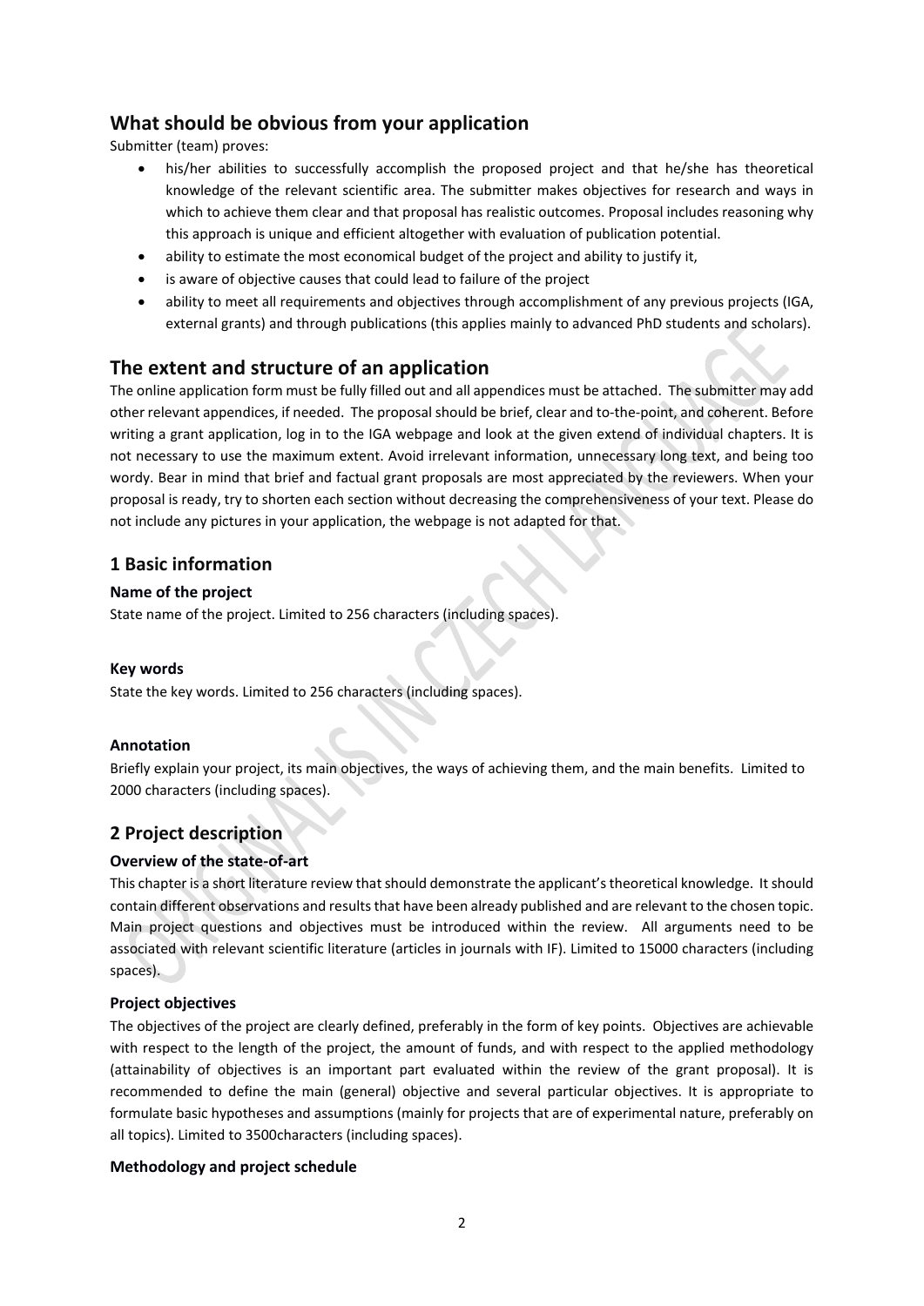## What should be obvious from your application

Submitter (team) proves:

- his/her abilities to successfully accomplish the proposed project and that he/she has theoretical knowledge of the relevant scientific area. The submitter makes objectives for research and ways in which to achieve them clear and that proposal has realistic outcomes. Proposal includes reasoning why this approach is unique and efficient altogether with evaluation of publication potential.
- ability to estimate the most economical budget of the project and ability to justify it,
- is aware of objective causes that could lead to failure of the project
- ability to meet all requirements and objectives through accomplishment of any previous projects (IGA, external grants) and through publications (this applies mainly to advanced PhD students and scholars).

## The extent and structure of an application

The online application form must be fully filled out and all appendices must be attached. The submitter may add other relevant appendices, if needed. The proposal should be brief, clear and to-the-point, and coherent. Before writing a grant application, log in to the IGA webpage and look at the given extend of individual chapters. It is not necessary to use the maximum extent. Avoid irrelevant information, unnecessary long text, and being too wordy. Bear in mind that brief and factual grant proposals are most appreciated by the reviewers. When your proposal is ready, try to shorten each section without decreasing the comprehensiveness of your text. Please do not include any pictures in your application, the webpage is not adapted for that.

## 1 Basic information

### Name of the project

State name of the project. Limited to 256 characters (including spaces).

### Key words

State the key words. Limited to 256 characters (including spaces).

### Annotation

Briefly explain your project, its main objectives, the ways of achieving them, and the main benefits. Limited to 2000 characters (including spaces).

## 2 Project description

### Overview of the state-of-art

This chapter is a short literature review that should demonstrate the applicant's theoretical knowledge. It should contain different observations and results that have been already published and are relevant to the chosen topic. Main project questions and objectives must be introduced within the review. All arguments need to be associated with relevant scientific literature (articles in journals with IF). Limited to 15000 characters (including spaces).

### Project objectives

The objectives of the project are clearly defined, preferably in the form of key points. Objectives are achievable with respect to the length of the project, the amount of funds, and with respect to the applied methodology (attainability of objectives is an important part evaluated within the review of the grant proposal). It is recommended to define the main (general) objective and several particular objectives. It is appropriate to formulate basic hypotheses and assumptions (mainly for projects that are of experimental nature, preferably on all topics). Limited to 3500characters (including spaces).

### Methodology and project schedule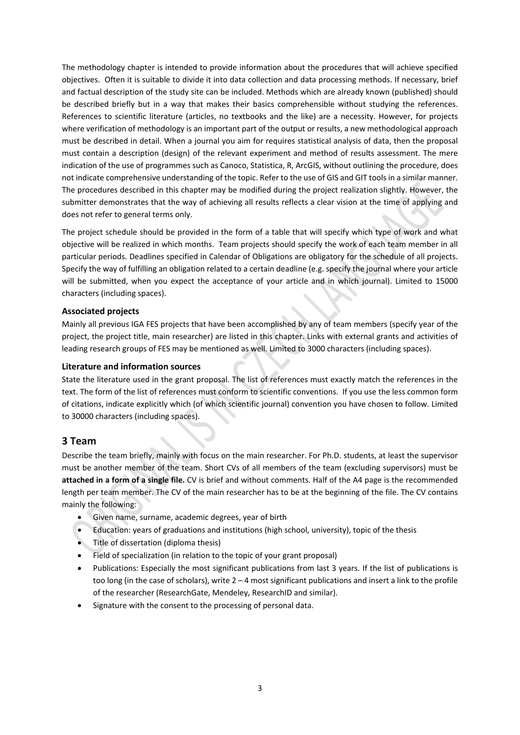The methodology chapter is intended to provide information about the procedures that will achieve specified objectives. Often it is suitable to divide it into data collection and data processing methods. If necessary, brief and factual description of the study site can be included. Methods which are already known (published) should be described briefly but in a way that makes their basics comprehensible without studying the references. References to scientific literature (articles, no textbooks and the like) are a necessity. However, for projects where verification of methodology is an important part of the output or results, a new methodological approach must be described in detail. When a journal you aim for requires statistical analysis of data, then the proposal must contain a description (design) of the relevant experiment and method of results assessment. The mere indication of the use of programmes such as Canoco, Statistica, R, ArcGIS, without outlining the procedure, does not indicate comprehensive understanding of the topic. Refer to the use of GIS and GIT tools in a similar manner. The procedures described in this chapter may be modified during the project realization slightly. However, the submitter demonstrates that the way of achieving all results reflects a clear vision at the time of applying and does not refer to general terms only.

The project schedule should be provided in the form of a table that will specify which type of work and what objective will be realized in which months. Team projects should specify the work of each team member in all particular periods. Deadlines specified in Calendar of Obligations are obligatory for the schedule of all projects. Specify the way of fulfilling an obligation related to a certain deadline (e.g. specify the journal where your article will be submitted, when you expect the acceptance of your article and in which journal). Limited to 15000 characters (including spaces).

### Associated projects

Mainly all previous IGA FES projects that have been accomplished by any of team members (specify year of the project, the project title, main researcher) are listed in this chapter. Links with external grants and activities of leading research groups of FES may be mentioned as well. Limited to 3000 characters (including spaces).

### Literature and information sources

State the literature used in the grant proposal. The list of references must exactly match the references in the text. The form of the list of references must conform to scientific conventions. If you use the less common form of citations, indicate explicitly which (of which scientific journal) convention you have chosen to follow. Limited to 30000 characters (including spaces).

## 3 Team

Describe the team briefly, mainly with focus on the main researcher. For Ph.D. students, at least the supervisor must be another member of the team. Short CVs of all members of the team (excluding supervisors) must be **attached in a form of a single file.** CV is brief and without comments. Half of the A4 page is the recommended length per team member. The CV of the main researcher has to be at the beginning of the file. The CV contains mainly the following:

- Given name, surname, academic degrees, year of birth
- Education: years of graduations and institutions (high school, university), topic of the thesis
- Title of dissertation (diploma thesis)
- Field of specialization (in relation to the topic of your grant proposal)
- Publications: Especially the most significant publications from last 3 years. If the list of publications is too long (in the case of scholars), write 2 – 4 most significant publications and insert a link to the profile of the researcher (ResearchGate, Mendeley, ResearchID and similar).
- Signature with the consent to the processing of personal data.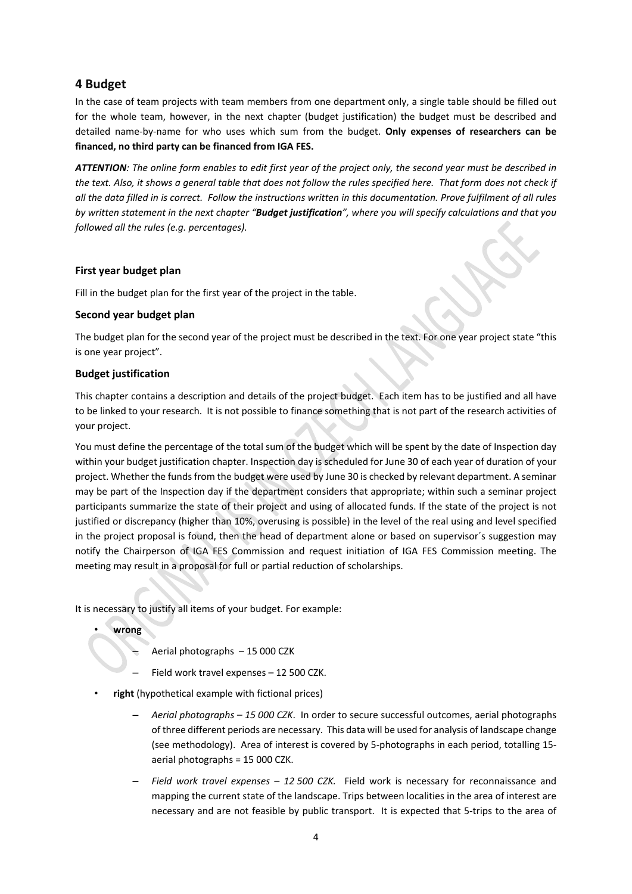## 4 Budget

In the case of team projects with team members from one department only, a single table should be filled out for the whole team, however, in the next chapter (budget justification) the budget must be described and detailed name-by-name for who uses which sum from the budget. **Only expenses of researchers can be financed, no third party can be financed from IGA FES.**

***ATTENTION**: The online form enables to edit first year of the project only, the second year must be described in the text. Also, it shows a general table that does not follow the rules specified here. That form does not check if all the data filled in is correct. Follow the instructions written in this documentation. Prove fulfilment of all rules by written statement in the next chapter "**Budget justification**", where you will specify calculations and that you followed all the rules (e.g. percentages).*

### First year budget plan

Fill in the budget plan for the first year of the project in the table.

### Second year budget plan

The budget plan for the second year of the project must be described in the text. For one year project state "this is one year project".

### Budget justification

This chapter contains a description and details of the project budget. Each item has to be justified and all have to be linked to your research. It is not possible to finance something that is not part of the research activities of your project.

You must define the percentage of the total sum of the budget which will be spent by the date of Inspection day within your budget justification chapter. Inspection day is scheduled for June 30 of each year of duration of your project. Whether the funds from the budget were used by June 30 is checked by relevant department. A seminar may be part of the Inspection day if the department considers that appropriate; within such a seminar project participants summarize the state of their project and using of allocated funds. If the state of the project is not justified or discrepancy (higher than 10%, overusing is possible) in the level of the real using and level specified in the project proposal is found, then the head of department alone or based on supervisor´s suggestion may notify the Chairperson of IGA FES Commission and request initiation of IGA FES Commission meeting. The meeting may result in a proposal for full or partial reduction of scholarships.

It is necessary to justify all items of your budget. For example:

- **wrong**
  - Aerial photographs – 15 000 CZK
  - Field work travel expenses – 12 500 CZK.
- **right** (hypothetical example with fictional prices)
  - *Aerial photographs – 15 000 CZK*. In order to secure successful outcomes, aerial photographs of three different periods are necessary. This data will be used for analysis of landscape change (see methodology). Area of interest is covered by 5-photographs in each period, totalling 15-aerial photographs = 15 000 CZK.
  - *Field work travel expenses – 12 500 CZK.* Field work is necessary for reconnaissance and mapping the current state of the landscape. Trips between localities in the area of interest are necessary and are not feasible by public transport. It is expected that 5-trips to the area of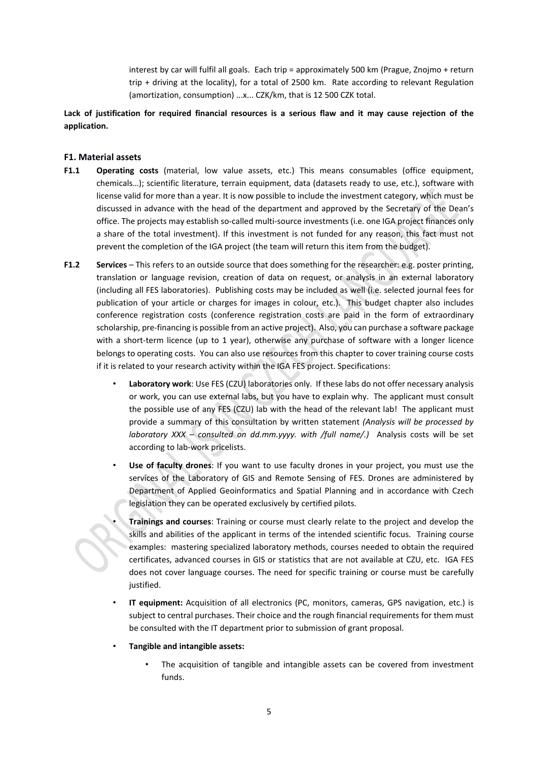interest by car will fulfil all goals. Each trip = approximately 500 km (Prague, Znojmo + return trip + driving at the locality), for a total of 2500 km. Rate according to relevant Regulation (amortization, consumption) ...x... CZK/km, that is 12 500 CZK total.

**Lack of justification for required financial resources is a serious flaw and it may cause rejection of the application.**

### F1. Material assets

**F1.1** **Operating costs** (material, low value assets, etc.) This means consumables (office equipment, chemicals…); scientific literature, terrain equipment, data (datasets ready to use, etc.), software with license valid for more than a year. It is now possible to include the investment category, which must be discussed in advance with the head of the department and approved by the Secretary of the Dean's office. The projects may establish so-called multi-source investments (i.e. one IGA project finances only a share of the total investment). If this investment is not funded for any reason, this fact must not prevent the completion of the IGA project (the team will return this item from the budget).

**F1.2** **Services** – This refers to an outside source that does something for the researcher: e.g. poster printing, translation or language revision, creation of data on request, or analysis in an external laboratory (including all FES laboratories). Publishing costs may be included as well (i.e. selected journal fees for publication of your article or charges for images in colour, etc.). This budget chapter also includes conference registration costs (conference registration costs are paid in the form of extraordinary scholarship, pre-financing is possible from an active project). Also, you can purchase a software package with a short-term licence (up to 1 year), otherwise any purchase of software with a longer licence belongs to operating costs. You can also use resources from this chapter to cover training course costs if it is related to your research activity within the IGA FES project. Specifications:

- **Laboratory work**: Use FES (CZU) laboratories only. If these labs do not offer necessary analysis or work, you can use external labs, but you have to explain why. The applicant must consult the possible use of any FES (CZU) lab with the head of the relevant lab! The applicant must provide a summary of this consultation by written statement *(Analysis will be processed by laboratory XXX – consulted on dd.mm.yyyy. with /full name/.)* Analysis costs will be set according to lab-work pricelists.
- **Use of faculty drones**: If you want to use faculty drones in your project, you must use the services of the Laboratory of GIS and Remote Sensing of FES. Drones are administered by Department of Applied Geoinformatics and Spatial Planning and in accordance with Czech legislation they can be operated exclusively by certified pilots.
- **Trainings and courses**: Training or course must clearly relate to the project and develop the skills and abilities of the applicant in terms of the intended scientific focus. Training course examples: mastering specialized laboratory methods, courses needed to obtain the required certificates, advanced courses in GIS or statistics that are not available at CZU, etc. IGA FES does not cover language courses. The need for specific training or course must be carefully justified.
- **IT equipment:** Acquisition of all electronics (PC, monitors, cameras, GPS navigation, etc.) is subject to central purchases. Their choice and the rough financial requirements for them must be consulted with the IT department prior to submission of grant proposal.
- **Tangible and intangible assets:**
  - The acquisition of tangible and intangible assets can be covered from investment funds.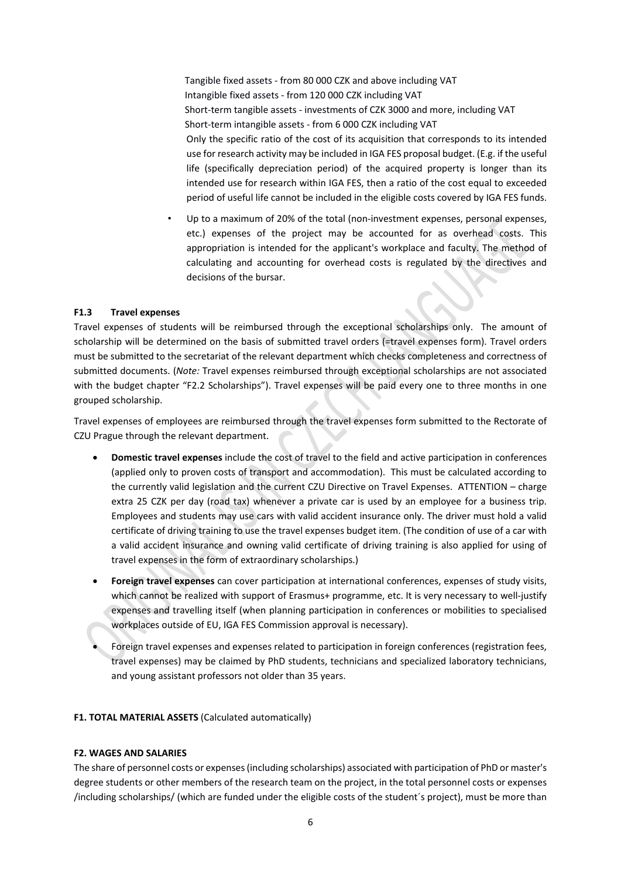Tangible fixed assets - from 80 000 CZK and above including VAT
Intangible fixed assets - from 120 000 CZK including VAT
Short-term tangible assets - investments of CZK 3000 and more, including VAT
Short-term intangible assets - from 6 000 CZK including VAT
Only the specific ratio of the cost of its acquisition that corresponds to its intended use for research activity may be included in IGA FES proposal budget. (E.g. if the useful life (specifically depreciation period) of the acquired property is longer than its intended use for research within IGA FES, then a ratio of the cost equal to exceeded period of useful life cannot be included in the eligible costs covered by IGA FES funds.

- Up to a maximum of 20% of the total (non-investment expenses, personal expenses, etc.) expenses of the project may be accounted for as overhead costs. This appropriation is intended for the applicant's workplace and faculty. The method of calculating and accounting for overhead costs is regulated by the directives and decisions of the bursar.

**F1.3 Travel expenses**

Travel expenses of students will be reimbursed through the exceptional scholarships only. The amount of scholarship will be determined on the basis of submitted travel orders (=travel expenses form). Travel orders must be submitted to the secretariat of the relevant department which checks completeness and correctness of submitted documents. (*Note:* Travel expenses reimbursed through exceptional scholarships are not associated with the budget chapter "F2.2 Scholarships"). Travel expenses will be paid every one to three months in one grouped scholarship.

Travel expenses of employees are reimbursed through the travel expenses form submitted to the Rectorate of CZU Prague through the relevant department.

- **Domestic travel expenses** include the cost of travel to the field and active participation in conferences (applied only to proven costs of transport and accommodation). This must be calculated according to the currently valid legislation and the current CZU Directive on Travel Expenses. ATTENTION – charge extra 25 CZK per day (road tax) whenever a private car is used by an employee for a business trip. Employees and students may use cars with valid accident insurance only. The driver must hold a valid certificate of driving training to use the travel expenses budget item. (The condition of use of a car with a valid accident insurance and owning valid certificate of driving training is also applied for using of travel expenses in the form of extraordinary scholarships.)
- **Foreign travel expenses** can cover participation at international conferences, expenses of study visits, which cannot be realized with support of Erasmus+ programme, etc. It is very necessary to well-justify expenses and travelling itself (when planning participation in conferences or mobilities to specialised workplaces outside of EU, IGA FES Commission approval is necessary).
- Foreign travel expenses and expenses related to participation in foreign conferences (registration fees, travel expenses) may be claimed by PhD students, technicians and specialized laboratory technicians, and young assistant professors not older than 35 years.

**F1. TOTAL MATERIAL ASSETS** (Calculated automatically)

**F2. WAGES AND SALARIES**

The share of personnel costs or expenses (including scholarships) associated with participation of PhD or master's degree students or other members of the research team on the project, in the total personnel costs or expenses /including scholarships/ (which are funded under the eligible costs of the student´s project), must be more than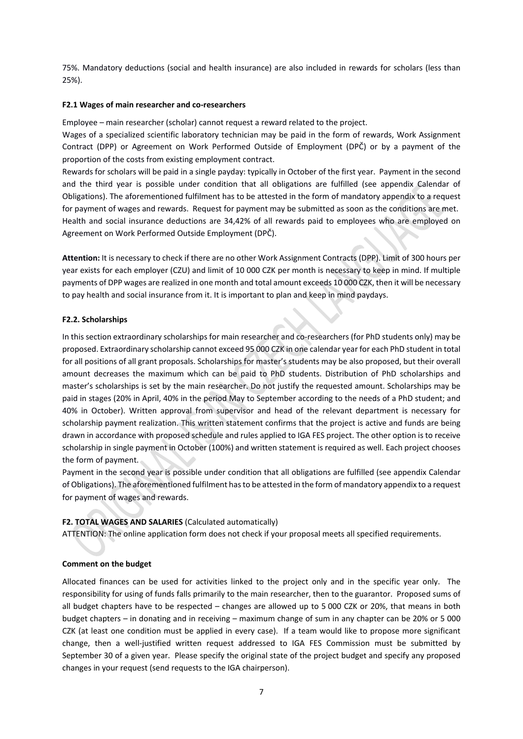75%. Mandatory deductions (social and health insurance) are also included in rewards for scholars (less than 25%).

**F2.1 Wages of main researcher and co-researchers**

Employee – main researcher (scholar) cannot request a reward related to the project.

Wages of a specialized scientific laboratory technician may be paid in the form of rewards, Work Assignment Contract (DPP) or Agreement on Work Performed Outside of Employment (DPČ) or by a payment of the proportion of the costs from existing employment contract.

Rewards for scholars will be paid in a single payday: typically in October of the first year. Payment in the second and the third year is possible under condition that all obligations are fulfilled (see appendix Calendar of Obligations). The aforementioned fulfilment has to be attested in the form of mandatory appendix to a request for payment of wages and rewards. Request for payment may be submitted as soon as the conditions are met.

Health and social insurance deductions are 34,42% of all rewards paid to employees who are employed on Agreement on Work Performed Outside Employment (DPČ).

**Attention:** It is necessary to check if there are no other Work Assignment Contracts (DPP). Limit of 300 hours per year exists for each employer (CZU) and limit of 10 000 CZK per month is necessary to keep in mind. If multiple payments of DPP wages are realized in one month and total amount exceeds 10 000 CZK, then it will be necessary to pay health and social insurance from it. It is important to plan and keep in mind paydays.

**F2.2. Scholarships**

In this section extraordinary scholarships for main researcher and co-researchers (for PhD students only) may be proposed. Extraordinary scholarship cannot exceed 95 000 CZK in one calendar year for each PhD student in total for all positions of all grant proposals. Scholarships for master's students may be also proposed, but their overall amount decreases the maximum which can be paid to PhD students. Distribution of PhD scholarships and master's scholarships is set by the main researcher. Do not justify the requested amount. Scholarships may be paid in stages (20% in April, 40% in the period May to September according to the needs of a PhD student; and 40% in October). Written approval from supervisor and head of the relevant department is necessary for scholarship payment realization. This written statement confirms that the project is active and funds are being drawn in accordance with proposed schedule and rules applied to IGA FES project. The other option is to receive scholarship in single payment in October (100%) and written statement is required as well. Each project chooses the form of payment.

Payment in the second year is possible under condition that all obligations are fulfilled (see appendix Calendar of Obligations). The aforementioned fulfilment has to be attested in the form of mandatory appendix to a request for payment of wages and rewards.

**F2. TOTAL WAGES AND SALARIES** (Calculated automatically)

ATTENTION: The online application form does not check if your proposal meets all specified requirements.

**Comment on the budget**

Allocated finances can be used for activities linked to the project only and in the specific year only. The responsibility for using of funds falls primarily to the main researcher, then to the guarantor. Proposed sums of all budget chapters have to be respected – changes are allowed up to 5 000 CZK or 20%, that means in both budget chapters – in donating and in receiving – maximum change of sum in any chapter can be 20% or 5 000 CZK (at least one condition must be applied in every case). If a team would like to propose more significant change, then a well-justified written request addressed to IGA FES Commission must be submitted by September 30 of a given year. Please specify the original state of the project budget and specify any proposed changes in your request (send requests to the IGA chairperson).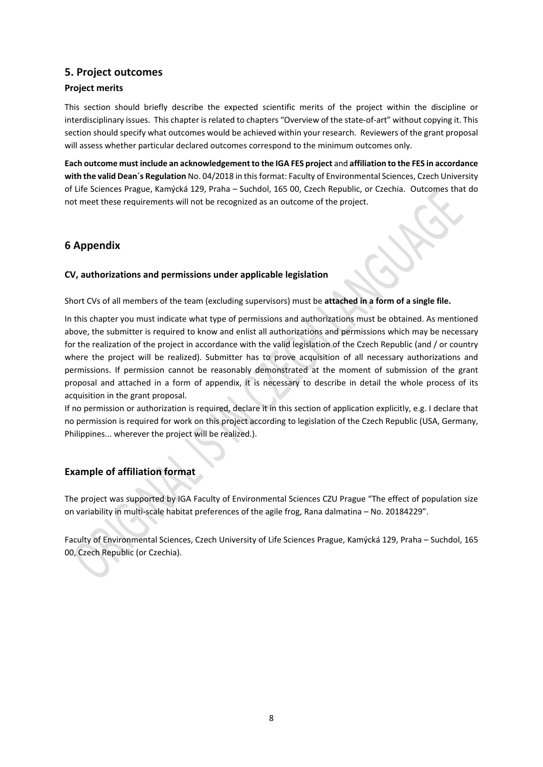## 5. Project outcomes

### Project merits

This section should briefly describe the expected scientific merits of the project within the discipline or interdisciplinary issues. This chapter is related to chapters "Overview of the state-of-art" without copying it. This section should specify what outcomes would be achieved within your research. Reviewers of the grant proposal will assess whether particular declared outcomes correspond to the minimum outcomes only.

**Each outcome must include an acknowledgement to the IGA FES project** and **affiliation to the FES in accordance with the valid Dean´s Regulation** No. 04/2018 in this format: Faculty of Environmental Sciences, Czech University of Life Sciences Prague, Kamýcká 129, Praha – Suchdol, 165 00, Czech Republic, or Czechia. Outcomes that do not meet these requirements will not be recognized as an outcome of the project.

## 6 Appendix

### CV, authorizations and permissions under applicable legislation

Short CVs of all members of the team (excluding supervisors) must be **attached in a form of a single file.**

In this chapter you must indicate what type of permissions and authorizations must be obtained. As mentioned above, the submitter is required to know and enlist all authorizations and permissions which may be necessary for the realization of the project in accordance with the valid legislation of the Czech Republic (and / or country where the project will be realized). Submitter has to prove acquisition of all necessary authorizations and permissions. If permission cannot be reasonably demonstrated at the moment of submission of the grant proposal and attached in a form of appendix, it is necessary to describe in detail the whole process of its acquisition in the grant proposal.

If no permission or authorization is required, declare it in this section of application explicitly, e.g. I declare that no permission is required for work on this project according to legislation of the Czech Republic (USA, Germany, Philippines... wherever the project will be realized.).

## Example of affiliation format

The project was supported by IGA Faculty of Environmental Sciences CZU Prague "The effect of population size on variability in multi-scale habitat preferences of the agile frog, Rana dalmatina – No. 20184229".

Faculty of Environmental Sciences, Czech University of Life Sciences Prague, Kamýcká 129, Praha – Suchdol, 165 00, Czech Republic (or Czechia).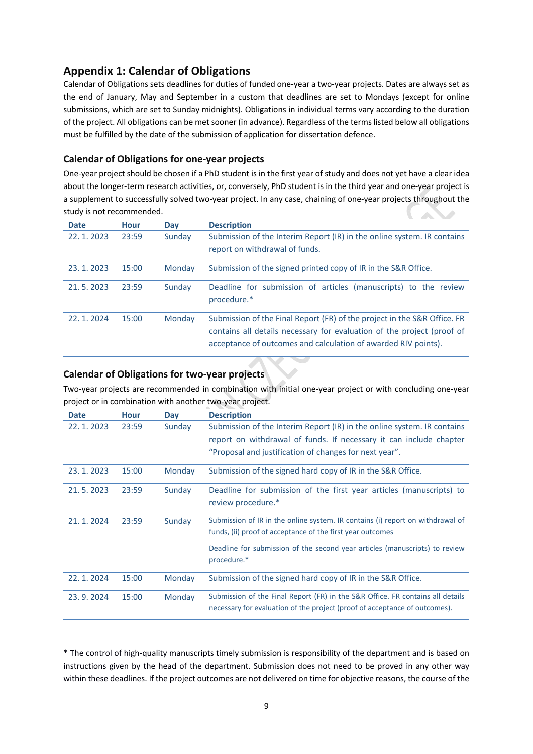## Appendix 1: Calendar of Obligations

Calendar of Obligations sets deadlines for duties of funded one-year a two-year projects. Dates are always set as the end of January, May and September in a custom that deadlines are set to Mondays (except for online submissions, which are set to Sunday midnights). Obligations in individual terms vary according to the duration of the project. All obligations can be met sooner (in advance). Regardless of the terms listed below all obligations must be fulfilled by the date of the submission of application for dissertation defence.

### Calendar of Obligations for one-year projects

One-year project should be chosen if a PhD student is in the first year of study and does not yet have a clear idea about the longer-term research activities, or, conversely, PhD student is in the third year and one-year project is a supplement to successfully solved two-year project. In any case, chaining of one-year projects throughout the study is not recommended.

| Date | Hour | Day | Description |
|---|---|---|---|
| 22. 1. 2023 | 23:59 | Sunday | Submission of the Interim Report (IR) in the online system. IR contains report on withdrawal of funds. |
| 23. 1. 2023 | 15:00 | Monday | Submission of the signed printed copy of IR in the S&R Office. |
| 21. 5. 2023 | 23:59 | Sunday | Deadline for submission of articles (manuscripts) to the review procedure.* |
| 22. 1. 2024 | 15:00 | Monday | Submission of the Final Report (FR) of the project in the S&R Office. FR contains all details necessary for evaluation of the project (proof of acceptance of outcomes and calculation of awarded RIV points). |

### Calendar of Obligations for two-year projects

Two-year projects are recommended in combination with initial one-year project or with concluding one-year project or in combination with another two-year project.

| Date | Hour | Day | Description |
|---|---|---|---|
| 22. 1. 2023 | 23:59 | Sunday | Submission of the Interim Report (IR) in the online system. IR contains report on withdrawal of funds. If necessary it can include chapter "Proposal and justification of changes for next year". |
| 23. 1. 2023 | 15:00 | Monday | Submission of the signed hard copy of IR in the S&R Office. |
| 21. 5. 2023 | 23:59 | Sunday | Deadline for submission of the first year articles (manuscripts) to review procedure.* |
| 21. 1. 2024 | 23:59 | Sunday | Submission of IR in the online system. IR contains (i) report on withdrawal of funds, (ii) proof of acceptance of the first year outcomes<br><br>Deadline for submission of the second year articles (manuscripts) to review procedure.* |
| 22. 1. 2024 | 15:00 | Monday | Submission of the signed hard copy of IR in the S&R Office. |
| 23. 9. 2024 | 15:00 | Monday | Submission of the Final Report (FR) in the S&R Office. FR contains all details necessary for evaluation of the project (proof of acceptance of outcomes). |

\* The control of high-quality manuscripts timely submission is responsibility of the department and is based on instructions given by the head of the department. Submission does not need to be proved in any other way within these deadlines. If the project outcomes are not delivered on time for objective reasons, the course of the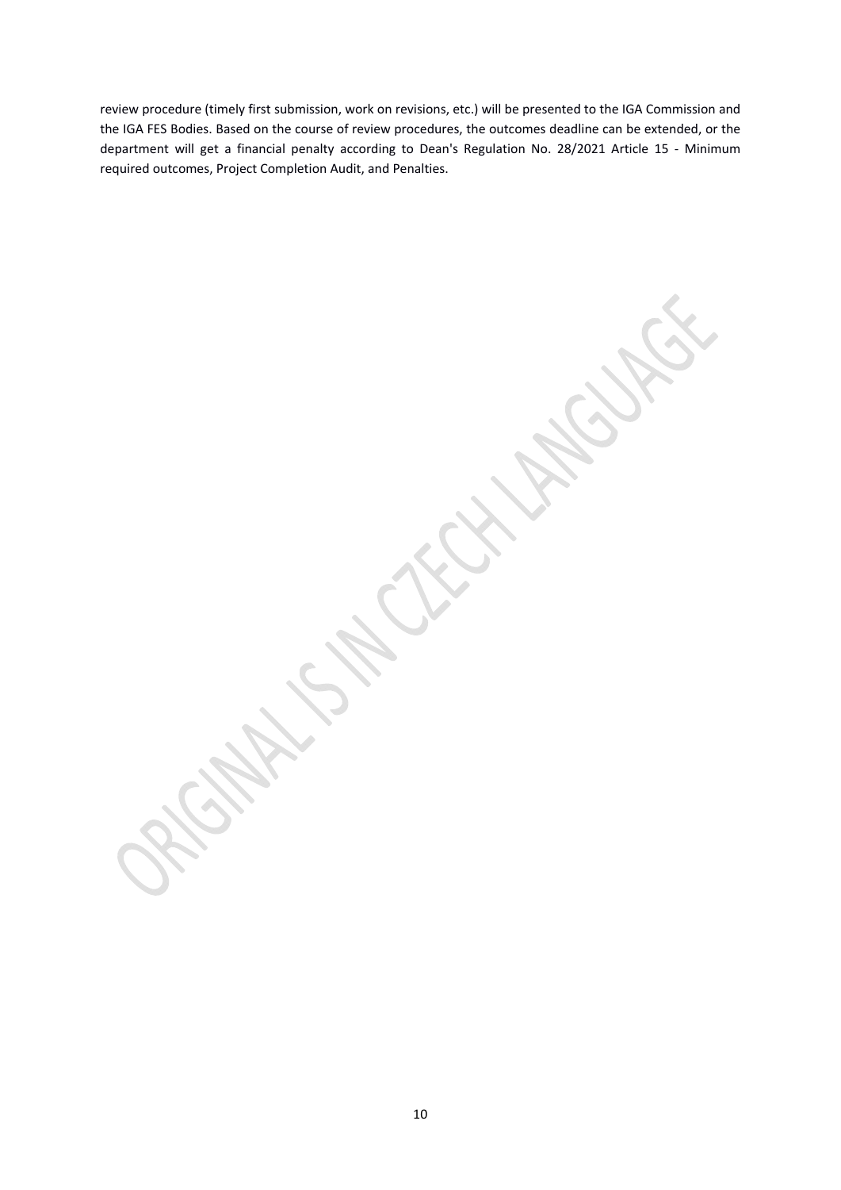review procedure (timely first submission, work on revisions, etc.) will be presented to the IGA Commission and the IGA FES Bodies. Based on the course of review procedures, the outcomes deadline can be extended, or the department will get a financial penalty according to Dean's Regulation No. 28/2021 Article 15 - Minimum required outcomes, Project Completion Audit, and Penalties.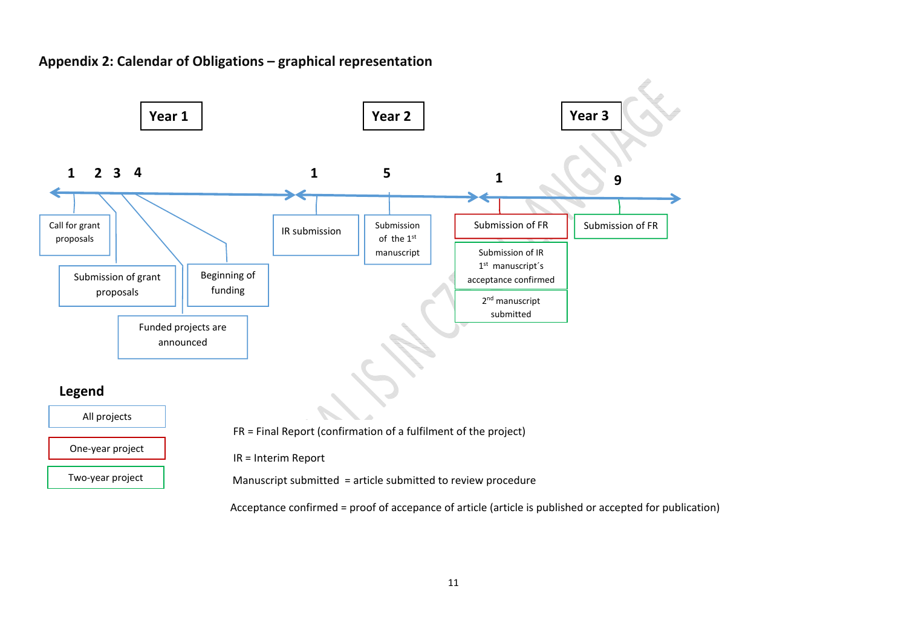## Appendix 2: Calendar of Obligations – graphical representation

**Year 1**

- **1** – Call for grant proposals
- **2** – Submission of grant proposals
- **3** – Funded projects are announced
- **4** – Beginning of funding

**Year 2**

- **1** – IR submission
- **5** – Submission of the 1st manuscript

**Year 3**

- **1** – Submission of FR (one-year project)
- **1** – Submission of IR, 1st manuscript´s acceptance confirmed (two-year project)
- **1** – 2nd manuscript submitted (two-year project)
- **9** – Submission of FR (two-year project)

### Legend

- All projects (blue)
- One-year project (red)
- Two-year project (green)

FR = Final Report (confirmation of a fulfilment of the project)

IR = Interim Report

Manuscript submitted = article submitted to review procedure

Acceptance confirmed = proof of accepance of article (article is published or accepted for publication)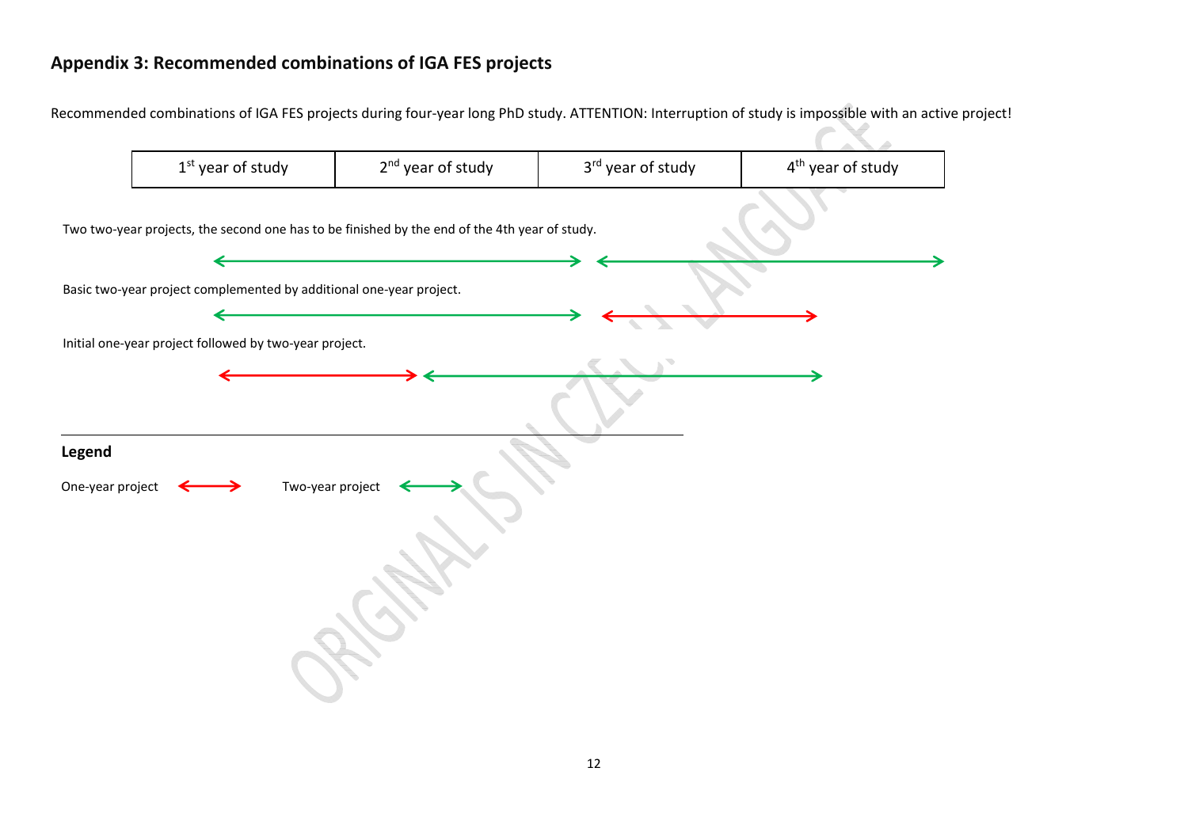## Appendix 3: Recommended combinations of IGA FES projects

Recommended combinations of IGA FES projects during four-year long PhD study. ATTENTION: Interruption of study is impossible with an active project!

| 1st year of study | 2nd year of study | 3rd year of study | 4th year of study |
|---|---|---|---|

Two two-year projects, the second one has to be finished by the end of the 4th year of study.

Basic two-year project complemented by additional one-year project.

Initial one-year project followed by two-year project.

**Legend**

One-year project

Two-year project